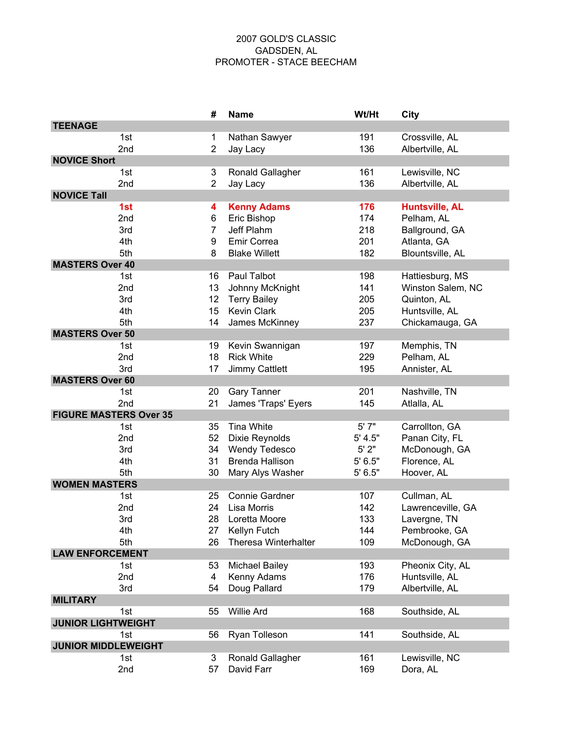2007 GOLD'S CLASSIC
GADSDEN, AL
PROMOTER - STACE BEECHAM

| | # | Name | Wt/Ht | City |
|---|---|---|---|---|
| **TEENAGE** | | | | |
| 1st | 1 | Nathan Sawyer | 191 | Crossville, AL |
| 2nd | 2 | Jay Lacy | 136 | Albertville, AL |
| **NOVICE Short** | | | | |
| 1st | 3 | Ronald Gallagher | 161 | Lewisville, NC |
| 2nd | 2 | Jay Lacy | 136 | Albertville, AL |
| **NOVICE Tall** | | | | |
| **1st** | **4** | **Kenny Adams** | **176** | **Huntsville, AL** |
| 2nd | 6 | Eric Bishop | 174 | Pelham, AL |
| 3rd | 7 | Jeff Plahm | 218 | Ballground, GA |
| 4th | 9 | Emir Correa | 201 | Atlanta, GA |
| 5th | 8 | Blake Willett | 182 | Blountsville, AL |
| **MASTERS Over 40** | | | | |
| 1st | 16 | Paul Talbot | 198 | Hattiesburg, MS |
| 2nd | 13 | Johnny McKnight | 141 | Winston Salem, NC |
| 3rd | 12 | Terry Bailey | 205 | Quinton, AL |
| 4th | 15 | Kevin Clark | 205 | Huntsville, AL |
| 5th | 14 | James McKinney | 237 | Chickamauga, GA |
| **MASTERS Over 50** | | | | |
| 1st | 19 | Kevin Swannigan | 197 | Memphis, TN |
| 2nd | 18 | Rick White | 229 | Pelham, AL |
| 3rd | 17 | Jimmy Cattlett | 195 | Annister, AL |
| **MASTERS Over 60** | | | | |
| 1st | 20 | Gary Tanner | 201 | Nashville, TN |
| 2nd | 21 | James 'Traps' Eyers | 145 | Atlalla, AL |
| **FIGURE MASTERS Over 35** | | | | |
| 1st | 35 | Tina White | 5' 7" | Carrollton, GA |
| 2nd | 52 | Dixie Reynolds | 5' 4.5" | Panan City, FL |
| 3rd | 34 | Wendy Tedesco | 5' 2" | McDonough, GA |
| 4th | 31 | Brenda Hallison | 5' 6.5" | Florence, AL |
| 5th | 30 | Mary Alys Washer | 5' 6.5" | Hoover, AL |
| **WOMEN MASTERS** | | | | |
| 1st | 25 | Connie Gardner | 107 | Cullman, AL |
| 2nd | 24 | Lisa Morris | 142 | Lawrenceville, GA |
| 3rd | 28 | Loretta Moore | 133 | Lavergne, TN |
| 4th | 27 | Kellyn Futch | 144 | Pembrooke, GA |
| 5th | 26 | Theresa Winterhalter | 109 | McDonough, GA |
| **LAW ENFORCEMENT** | | | | |
| 1st | 53 | Michael Bailey | 193 | Pheonix City, AL |
| 2nd | 4 | Kenny Adams | 176 | Huntsville, AL |
| 3rd | 54 | Doug Pallard | 179 | Albertville, AL |
| **MILITARY** | | | | |
| 1st | 55 | Willie Ard | 168 | Southside, AL |
| **JUNIOR LIGHTWEIGHT** | | | | |
| 1st | 56 | Ryan Tolleson | 141 | Southside, AL |
| **JUNIOR MIDDLEWEIGHT** | | | | |
| 1st | 3 | Ronald Gallagher | 161 | Lewisville, NC |
| 2nd | 57 | David Farr | 169 | Dora, AL |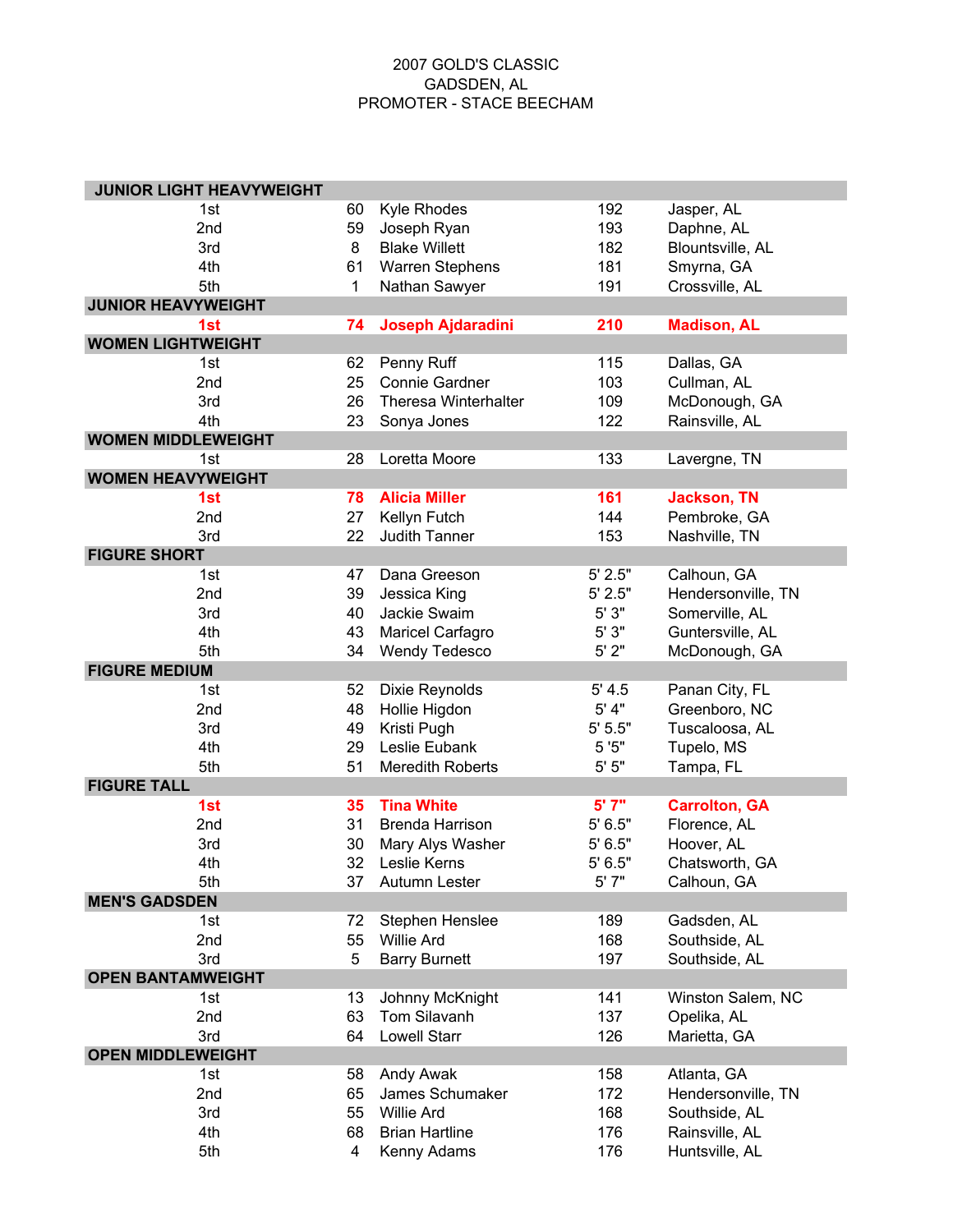2007 GOLD'S CLASSIC
GADSDEN, AL
PROMOTER - STACE BEECHAM

| | | | | |
|---|---|---|---|---|
| **JUNIOR LIGHT HEAVYWEIGHT** | | | | |
| 1st | 60 | Kyle Rhodes | 192 | Jasper, AL |
| 2nd | 59 | Joseph Ryan | 193 | Daphne, AL |
| 3rd | 8 | Blake Willett | 182 | Blountsville, AL |
| 4th | 61 | Warren Stephens | 181 | Smyrna, GA |
| 5th | 1 | Nathan Sawyer | 191 | Crossville, AL |
| **JUNIOR HEAVYWEIGHT** | | | | |
| **1st** | **74** | **Joseph Ajdaradini** | **210** | **Madison, AL** |
| **WOMEN LIGHTWEIGHT** | | | | |
| 1st | 62 | Penny Ruff | 115 | Dallas, GA |
| 2nd | 25 | Connie Gardner | 103 | Cullman, AL |
| 3rd | 26 | Theresa Winterhalter | 109 | McDonough, GA |
| 4th | 23 | Sonya Jones | 122 | Rainsville, AL |
| **WOMEN MIDDLEWEIGHT** | | | | |
| 1st | 28 | Loretta Moore | 133 | Lavergne, TN |
| **WOMEN HEAVYWEIGHT** | | | | |
| **1st** | **78** | **Alicia Miller** | **161** | **Jackson, TN** |
| 2nd | 27 | Kellyn Futch | 144 | Pembroke, GA |
| 3rd | 22 | Judith Tanner | 153 | Nashville, TN |
| **FIGURE SHORT** | | | | |
| 1st | 47 | Dana Greeson | 5' 2.5" | Calhoun, GA |
| 2nd | 39 | Jessica King | 5' 2.5" | Hendersonville, TN |
| 3rd | 40 | Jackie Swaim | 5' 3" | Somerville, AL |
| 4th | 43 | Maricel Carfagro | 5' 3" | Guntersville, AL |
| 5th | 34 | Wendy Tedesco | 5' 2" | McDonough, GA |
| **FIGURE MEDIUM** | | | | |
| 1st | 52 | Dixie Reynolds | 5' 4.5 | Panan City, FL |
| 2nd | 48 | Hollie Higdon | 5' 4" | Greenboro, NC |
| 3rd | 49 | Kristi Pugh | 5' 5.5" | Tuscaloosa, AL |
| 4th | 29 | Leslie Eubank | 5 '5" | Tupelo, MS |
| 5th | 51 | Meredith Roberts | 5' 5" | Tampa, FL |
| **FIGURE TALL** | | | | |
| **1st** | **35** | **Tina White** | **5' 7"** | **Carrolton, GA** |
| 2nd | 31 | Brenda Harrison | 5' 6.5" | Florence, AL |
| 3rd | 30 | Mary Alys Washer | 5' 6.5" | Hoover, AL |
| 4th | 32 | Leslie Kerns | 5' 6.5" | Chatsworth, GA |
| 5th | 37 | Autumn Lester | 5' 7" | Calhoun, GA |
| **MEN'S GADSDEN** | | | | |
| 1st | 72 | Stephen Henslee | 189 | Gadsden, AL |
| 2nd | 55 | Willie Ard | 168 | Southside, AL |
| 3rd | 5 | Barry Burnett | 197 | Southside, AL |
| **OPEN BANTAMWEIGHT** | | | | |
| 1st | 13 | Johnny McKnight | 141 | Winston Salem, NC |
| 2nd | 63 | Tom Silavanh | 137 | Opelika, AL |
| 3rd | 64 | Lowell Starr | 126 | Marietta, GA |
| **OPEN MIDDLEWEIGHT** | | | | |
| 1st | 58 | Andy Awak | 158 | Atlanta, GA |
| 2nd | 65 | James Schumaker | 172 | Hendersonville, TN |
| 3rd | 55 | Willie Ard | 168 | Southside, AL |
| 4th | 68 | Brian Hartline | 176 | Rainsville, AL |
| 5th | 4 | Kenny Adams | 176 | Huntsville, AL |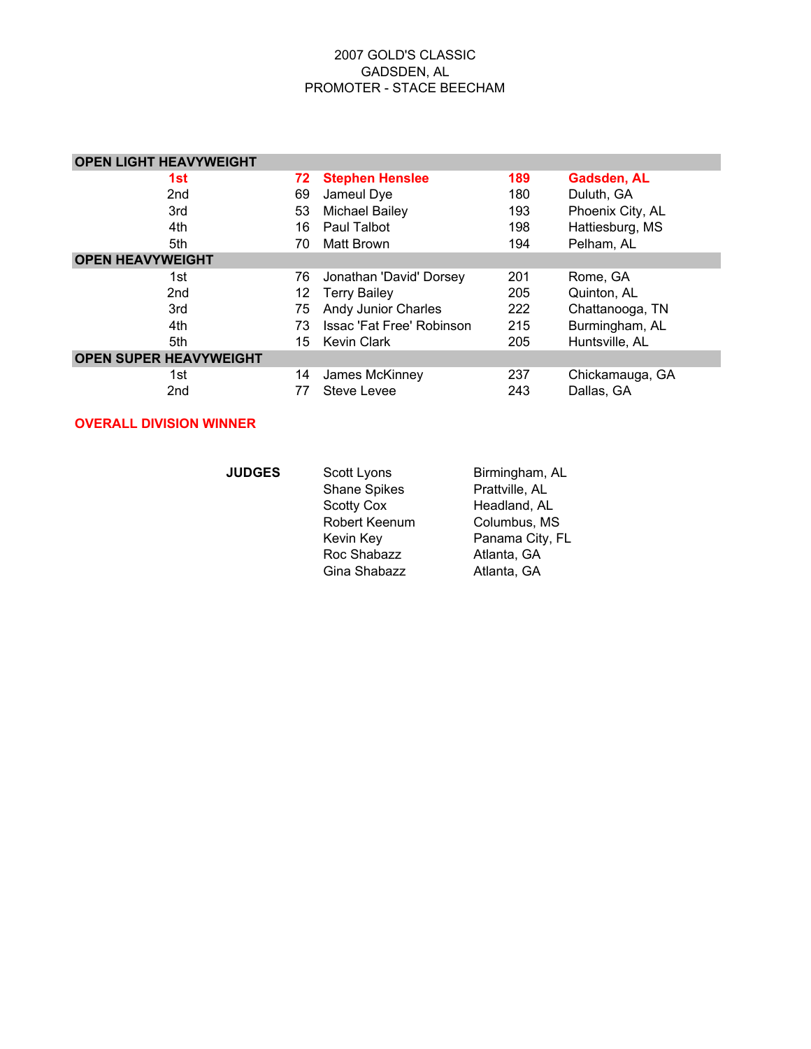2007 GOLD'S CLASSIC
GADSDEN, AL
PROMOTER - STACE BEECHAM

| | | | | |
|---|---|---|---|---|
| **OPEN LIGHT HEAVYWEIGHT** | | | | |
| **1st** | **72** | **Stephen Henslee** | **189** | **Gadsden, AL** |
| 2nd | 69 | Jameul Dye | 180 | Duluth, GA |
| 3rd | 53 | Michael Bailey | 193 | Phoenix City, AL |
| 4th | 16 | Paul Talbot | 198 | Hattiesburg, MS |
| 5th | 70 | Matt Brown | 194 | Pelham, AL |
| **OPEN HEAVYWEIGHT** | | | | |
| 1st | 76 | Jonathan 'David' Dorsey | 201 | Rome, GA |
| 2nd | 12 | Terry Bailey | 205 | Quinton, AL |
| 3rd | 75 | Andy Junior Charles | 222 | Chattanooga, TN |
| 4th | 73 | Issac 'Fat Free' Robinson | 215 | Burmingham, AL |
| 5th | 15 | Kevin Clark | 205 | Huntsville, AL |
| **OPEN SUPER HEAVYWEIGHT** | | | | |
| 1st | 14 | James McKinney | 237 | Chickamauga, GA |
| 2nd | 77 | Steve Levee | 243 | Dallas, GA |

**OVERALL DIVISION WINNER**

| | | |
|---|---|---|
| **JUDGES** | Scott Lyons | Birmingham, AL |
| | Shane Spikes | Prattville, AL |
| | Scotty Cox | Headland, AL |
| | Robert Keenum | Columbus, MS |
| | Kevin Key | Panama City, FL |
| | Roc Shabazz | Atlanta, GA |
| | Gina Shabazz | Atlanta, GA |